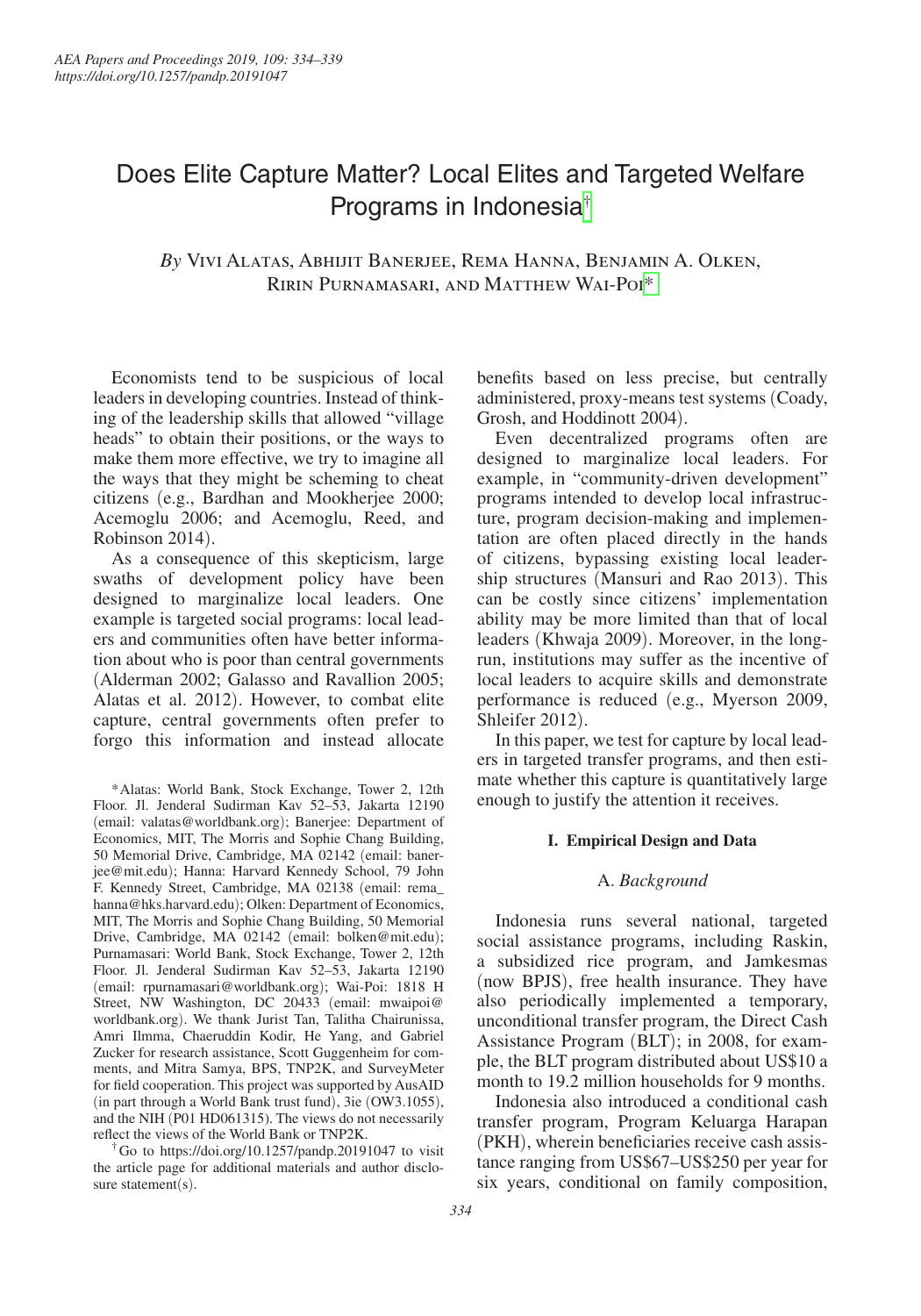# Does Elite Capture Matter? Local Elites and Targeted Welfare Programs in Indonesia†

*By* Vivi Alatas, Abhijit Banerjee, Rema Hanna, Benjamin A. Olken, Ririn Purnamasari, and Matthew Wai-Poi*

Economists tend to be suspicious of local leaders in developing countries. Instead of thinking of the leadership skills that allowed "village heads" to obtain their positions, or the ways to make them more effective, we try to imagine all the ways that they might be scheming to cheat citizens (e.g., Bardhan and Mookherjee 2000; Acemoglu 2006; and Acemoglu, Reed, and Robinson 2014).

As a consequence of this skepticism, large swaths of development policy have been designed to marginalize local leaders. One example is targeted social programs: local leaders and communities often have better information about who is poor than central governments (Alderman 2002; Galasso and Ravallion 2005; Alatas et al. 2012). However, to combat elite capture, central governments often prefer to forgo this information and instead allocate benefits based on less precise, but centrally administered, proxy-means test systems (Coady, Grosh, and Hoddinott 2004).

Even decentralized programs often are designed to marginalize local leaders. For example, in "community-driven development" programs intended to develop local infrastructure, program decision-making and implementation are often placed directly in the hands of citizens, bypassing existing local leadership structures (Mansuri and Rao 2013). This can be costly since citizens' implementation ability may be more limited than that of local leaders (Khwaja 2009). Moreover, in the long-run, institutions may suffer as the incentive of local leaders to acquire skills and demonstrate performance is reduced (e.g., Myerson 2009, Shleifer 2012).

In this paper, we test for capture by local leaders in targeted transfer programs, and then estimate whether this capture is quantitatively large enough to justify the attention it receives.

### I. Empirical Design and Data

#### A. *Background*

Indonesia runs several national, targeted social assistance programs, including Raskin, a subsidized rice program, and Jamkesmas (now BPJS), free health insurance. They have also periodically implemented a temporary, unconditional transfer program, the Direct Cash Assistance Program (BLT); in 2008, for example, the BLT program distributed about US$10 a month to 19.2 million households for 9 months.

Indonesia also introduced a conditional cash transfer program, Program Keluarga Harapan (PKH), wherein beneficiaries receive cash assistance ranging from US$67–US$250 per year for six years, conditional on family composition,

---

*Alatas: World Bank, Stock Exchange, Tower 2, 12th Floor. Jl. Jenderal Sudirman Kav 52–53, Jakarta 12190 (email: valatas@worldbank.org); Banerjee: Department of Economics, MIT, The Morris and Sophie Chang Building, 50 Memorial Drive, Cambridge, MA 02142 (email: banerjee@mit.edu); Hanna: Harvard Kennedy School, 79 John F. Kennedy Street, Cambridge, MA 02138 (email: rema_hanna@hks.harvard.edu); Olken: Department of Economics, MIT, The Morris and Sophie Chang Building, 50 Memorial Drive, Cambridge, MA 02142 (email: bolken@mit.edu); Purnamasari: World Bank, Stock Exchange, Tower 2, 12th Floor. Jl. Jenderal Sudirman Kav 52–53, Jakarta 12190 (email: rpurnamasari@worldbank.org); Wai-Poi: 1818 H Street, NW Washington, DC 20433 (email: mwaipoi@worldbank.org). We thank Jurist Tan, Talitha Chairunissa, Amri Ilmma, Chaeruddin Kodir, He Yang, and Gabriel Zucker for research assistance, Scott Guggenheim for comments, and Mitra Samya, BPS, TNP2K, and SurveyMeter for field cooperation. This project was supported by AusAID (in part through a World Bank trust fund), 3ie (OW3.1055), and the NIH (P01 HD061315). The views do not necessarily reflect the views of the World Bank or TNP2K.

†Go to https://doi.org/10.1257/pandp.20191047 to visit the article page for additional materials and author disclosure statement(s).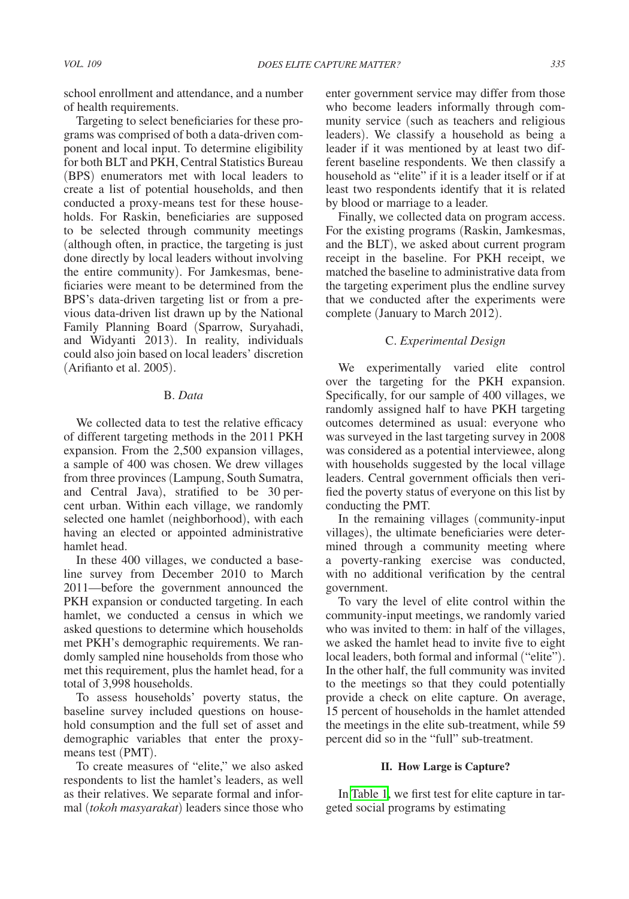school enrollment and attendance, and a number of health requirements.

Targeting to select beneficiaries for these programs was comprised of both a data-driven component and local input. To determine eligibility for both BLT and PKH, Central Statistics Bureau (BPS) enumerators met with local leaders to create a list of potential households, and then conducted a proxy-means test for these households. For Raskin, beneficiaries are supposed to be selected through community meetings (although often, in practice, the targeting is just done directly by local leaders without involving the entire community). For Jamkesmas, beneficiaries were meant to be determined from the BPS's data-driven targeting list or from a previous data-driven list drawn up by the National Family Planning Board (Sparrow, Suryahadi, and Widyanti 2013). In reality, individuals could also join based on local leaders' discretion (Arifianto et al. 2005).

### B. *Data*

We collected data to test the relative efficacy of different targeting methods in the 2011 PKH expansion. From the 2,500 expansion villages, a sample of 400 was chosen. We drew villages from three provinces (Lampung, South Sumatra, and Central Java), stratified to be 30 percent urban. Within each village, we randomly selected one hamlet (neighborhood), with each having an elected or appointed administrative hamlet head.

In these 400 villages, we conducted a baseline survey from December 2010 to March 2011—before the government announced the PKH expansion or conducted targeting. In each hamlet, we conducted a census in which we asked questions to determine which households met PKH's demographic requirements. We randomly sampled nine households from those who met this requirement, plus the hamlet head, for a total of 3,998 households.

To assess households' poverty status, the baseline survey included questions on household consumption and the full set of asset and demographic variables that enter the proxy-means test (PMT).

To create measures of "elite," we also asked respondents to list the hamlet's leaders, as well as their relatives. We separate formal and informal (*tokoh masyarakat*) leaders since those who enter government service may differ from those who become leaders informally through community service (such as teachers and religious leaders). We classify a household as being a leader if it was mentioned by at least two different baseline respondents. We then classify a household as "elite" if it is a leader itself or if at least two respondents identify that it is related by blood or marriage to a leader.

Finally, we collected data on program access. For the existing programs (Raskin, Jamkesmas, and the BLT), we asked about current program receipt in the baseline. For PKH receipt, we matched the baseline to administrative data from the targeting experiment plus the endline survey that we conducted after the experiments were complete (January to March 2012).

### C. *Experimental Design*

We experimentally varied elite control over the targeting for the PKH expansion. Specifically, for our sample of 400 villages, we randomly assigned half to have PKH targeting outcomes determined as usual: everyone who was surveyed in the last targeting survey in 2008 was considered as a potential interviewee, along with households suggested by the local village leaders. Central government officials then verified the poverty status of everyone on this list by conducting the PMT.

In the remaining villages (community-input villages), the ultimate beneficiaries were determined through a community meeting where a poverty-ranking exercise was conducted, with no additional verification by the central government.

To vary the level of elite control within the community-input meetings, we randomly varied who was invited to them: in half of the villages, we asked the hamlet head to invite five to eight local leaders, both formal and informal ("elite"). In the other half, the full community was invited to the meetings so that they could potentially provide a check on elite capture. On average, 15 percent of households in the hamlet attended the meetings in the elite sub-treatment, while 59 percent did so in the "full" sub-treatment.

## II. How Large is Capture?

In Table 1, we first test for elite capture in targeted social programs by estimating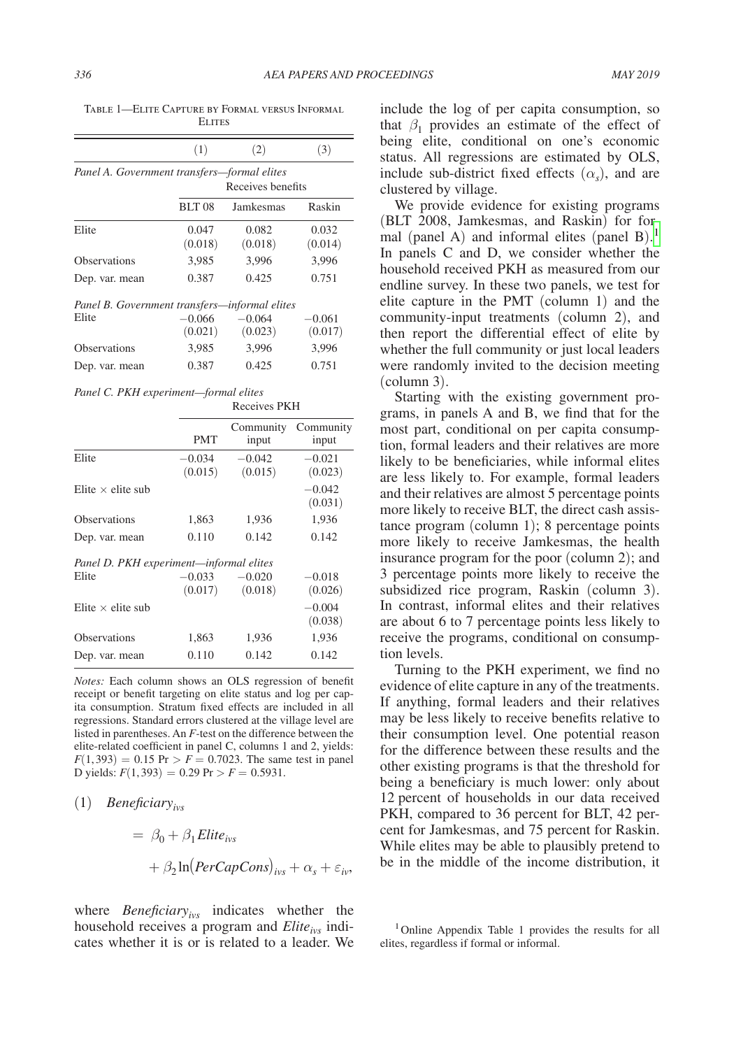Table 1—Elite Capture by Formal versus Informal Elites

| | (1) | (2) | (3) |
|---|---|---|---|
| *Panel A. Government transfers—formal elites* | | | |
| | Receives benefits | | |
| | BLT 08 | Jamkesmas | Raskin |
| Elite | 0.047 | 0.082 | 0.032 |
| | (0.018) | (0.018) | (0.014) |
| Observations | 3,985 | 3,996 | 3,996 |
| Dep. var. mean | 0.387 | 0.425 | 0.751 |
| *Panel B. Government transfers—informal elites* | | | |
| Elite | −0.066 | −0.064 | −0.061 |
| | (0.021) | (0.023) | (0.017) |
| Observations | 3,985 | 3,996 | 3,996 |
| Dep. var. mean | 0.387 | 0.425 | 0.751 |
| *Panel C. PKH experiment—formal elites* | | | |
| | Receives PKH | | |
| | PMT | Community input | Community input |
| Elite | −0.034 | −0.042 | −0.021 |
| | (0.015) | (0.015) | (0.023) |
| Elite × elite sub | | | −0.042 |
| | | | (0.031) |
| Observations | 1,863 | 1,936 | 1,936 |
| Dep. var. mean | 0.110 | 0.142 | 0.142 |
| *Panel D. PKH experiment—informal elites* | | | |
| Elite | −0.033 | −0.020 | −0.018 |
| | (0.017) | (0.018) | (0.026) |
| Elite × elite sub | | | −0.004 |
| | | | (0.038) |
| Observations | 1,863 | 1,936 | 1,936 |
| Dep. var. mean | 0.110 | 0.142 | 0.142 |

*Notes:* Each column shows an OLS regression of benefit receipt or benefit targeting on elite status and log per capita consumption. Stratum fixed effects are included in all regressions. Standard errors clustered at the village level are listed in parentheses. An *F*-test on the difference between the elite-related coefficient in panel C, columns 1 and 2, yields: $F(1,393) = 0.15$ $\Pr > F = 0.7023$. The same test in panel D yields: $F(1,393) = 0.29$ $\Pr > F = 0.5931$.

$$(1)\quad Beneficiary_{ivs} = \beta_0 + \beta_1 Elite_{ivs} + \beta_2 \ln(PerCapCons)_{ivs} + \alpha_s + \varepsilon_{iv},$$

where $Beneficiary_{ivs}$ indicates whether the household receives a program and $Elite_{ivs}$ indicates whether it is or is related to a leader. We include the log of per capita consumption, so that $\beta_1$ provides an estimate of the effect of being elite, conditional on one's economic status. All regressions are estimated by OLS, include sub-district fixed effects ($\alpha_s$), and are clustered by village.

We provide evidence for existing programs (BLT 2008, Jamkesmas, and Raskin) for formal (panel A) and informal elites (panel B).[1] In panels C and D, we consider whether the household received PKH as measured from our endline survey. In these two panels, we test for elite capture in the PMT (column 1) and the community-input treatments (column 2), and then report the differential effect of elite by whether the full community or just local leaders were randomly invited to the decision meeting (column 3).

Starting with the existing government programs, in panels A and B, we find that for the most part, conditional on per capita consumption, formal leaders and their relatives are more likely to be beneficiaries, while informal elites are less likely to. For example, formal leaders and their relatives are almost 5 percentage points more likely to receive BLT, the direct cash assistance program (column 1); 8 percentage points more likely to receive Jamkesmas, the health insurance program for the poor (column 2); and 3 percentage points more likely to receive the subsidized rice program, Raskin (column 3). In contrast, informal elites and their relatives are about 6 to 7 percentage points less likely to receive the programs, conditional on consumption levels.

Turning to the PKH experiment, we find no evidence of elite capture in any of the treatments. If anything, formal leaders and their relatives may be less likely to receive benefits relative to their consumption level. One potential reason for the difference between these results and the other existing programs is that the threshold for being a beneficiary is much lower: only about 12 percent of households in our data received PKH, compared to 36 percent for BLT, 42 percent for Jamkesmas, and 75 percent for Raskin. While elites may be able to plausibly pretend to be in the middle of the income distribution, it

[1] Online Appendix Table 1 provides the results for all elites, regardless if formal or informal.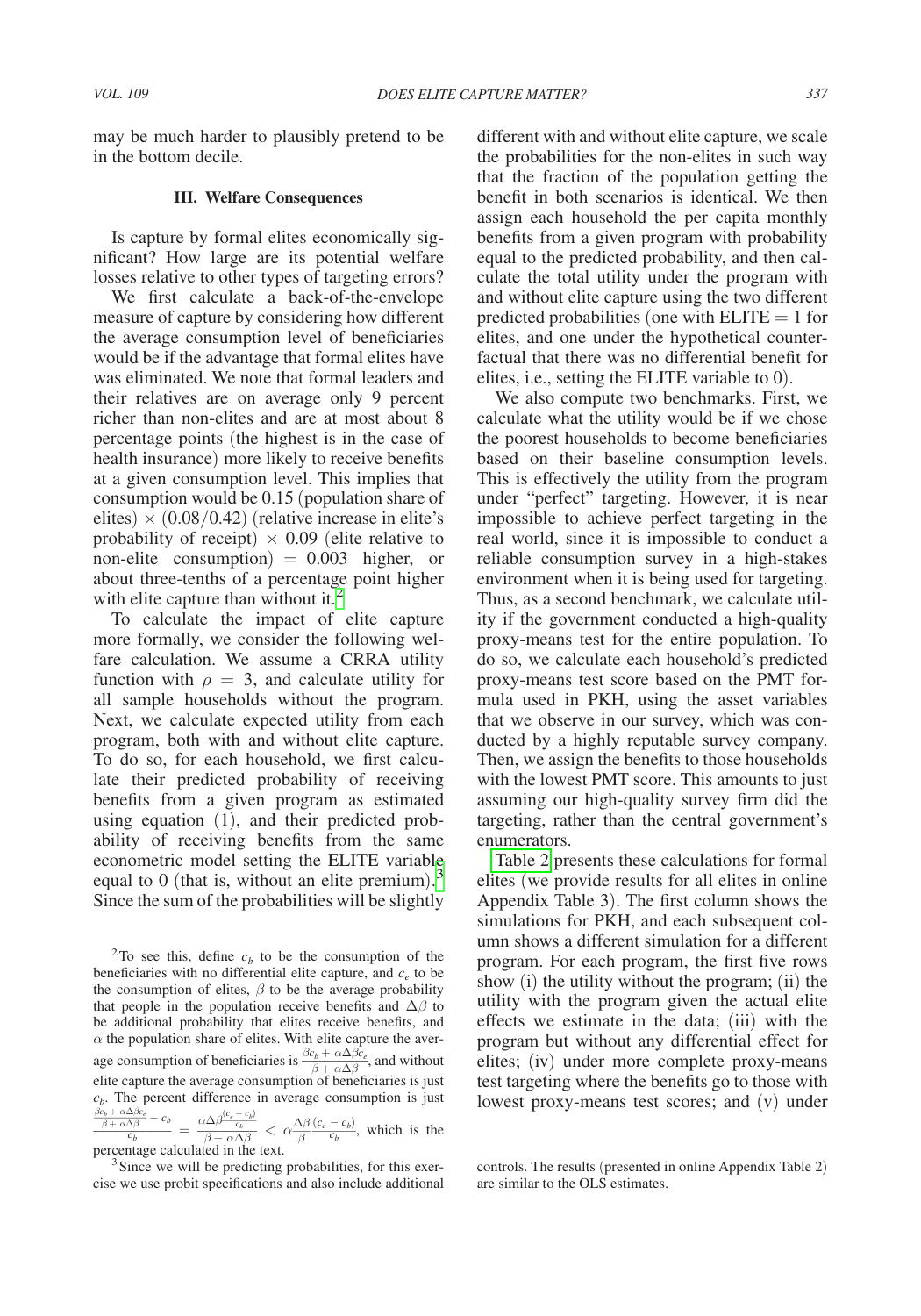may be much harder to plausibly pretend to be in the bottom decile.

### III. Welfare Consequences

Is capture by formal elites economically significant? How large are its potential welfare losses relative to other types of targeting errors?

We first calculate a back-of-the-envelope measure of capture by considering how different the average consumption level of beneficiaries would be if the advantage that formal elites have was eliminated. We note that formal leaders and their relatives are on average only 9 percent richer than non-elites and are at most about 8 percentage points (the highest is in the case of health insurance) more likely to receive benefits at a given consumption level. This implies that consumption would be 0.15 (population share of elites) $\times$ (0.08/0.42) (relative increase in elite's probability of receipt) $\times$ 0.09 (elite relative to non-elite consumption) = 0.003 higher, or about three-tenths of a percentage point higher with elite capture than without it.[2]

To calculate the impact of elite capture more formally, we consider the following welfare calculation. We assume a CRRA utility function with $\rho = 3$, and calculate utility for all sample households without the program. Next, we calculate expected utility from each program, both with and without elite capture. To do so, for each household, we first calculate their predicted probability of receiving benefits from a given program as estimated using equation (1), and their predicted probability of receiving benefits from the same econometric model setting the ELITE variable equal to 0 (that is, without an elite premium).[3] Since the sum of the probabilities will be slightly different with and without elite capture, we scale the probabilities for the non-elites in such way that the fraction of the population getting the benefit in both scenarios is identical. We then assign each household the per capita monthly benefits from a given program with probability equal to the predicted probability, and then calculate the total utility under the program with and without elite capture using the two different predicted probabilities (one with ELITE = 1 for elites, and one under the hypothetical counterfactual that there was no differential benefit for elites, i.e., setting the ELITE variable to 0).

We also compute two benchmarks. First, we calculate what the utility would be if we chose the poorest households to become beneficiaries based on their baseline consumption levels. This is effectively the utility from the program under "perfect" targeting. However, it is near impossible to achieve perfect targeting in the real world, since it is impossible to conduct a reliable consumption survey in a high-stakes environment when it is being used for targeting. Thus, as a second benchmark, we calculate utility if the government conducted a high-quality proxy-means test for the entire population. To do so, we calculate each household's predicted proxy-means test score based on the PMT formula used in PKH, using the asset variables that we observe in our survey, which was conducted by a highly reputable survey company. Then, we assign the benefits to those households with the lowest PMT score. This amounts to just assuming our high-quality survey firm did the targeting, rather than the central government's enumerators.

Table 2 presents these calculations for formal elites (we provide results for all elites in online Appendix Table 3). The first column shows the simulations for PKH, and each subsequent column shows a different simulation for a different program. For each program, the first five rows show (i) the utility without the program; (ii) the utility with the program given the actual elite effects we estimate in the data; (iii) with the program but without any differential effect for elites; (iv) under more complete proxy-means test targeting where the benefits go to those with lowest proxy-means test scores; and (v) under

[2] To see this, define $c_b$ to be the consumption of the beneficiaries with no differential elite capture, and $c_e$ to be the consumption of elites, $\beta$ to be the average probability that people in the population receive benefits and $\Delta\beta$ to be additional probability that elites receive benefits, and $\alpha$ the population share of elites. With elite capture the average consumption of beneficiaries is $\frac{\beta c_b + \alpha\Delta\beta c_e}{\beta + \alpha\Delta\beta}$, and without elite capture the average consumption of beneficiaries is just $c_b$. The percent difference in average consumption is just $\frac{\frac{\beta c_b + \alpha\Delta\beta c_e}{\beta + \alpha\Delta\beta} - c_b}{c_b} = \frac{\alpha\Delta\beta\frac{(c_e - c_b)}{c_b}}{\beta + \alpha\Delta\beta} < \alpha\frac{\Delta\beta}{\beta}\frac{(c_e - c_b)}{c_b}$, which is the percentage calculated in the text.

[3] Since we will be predicting probabilities, for this exercise we use probit specifications and also include additional controls. The results (presented in online Appendix Table 2) are similar to the OLS estimates.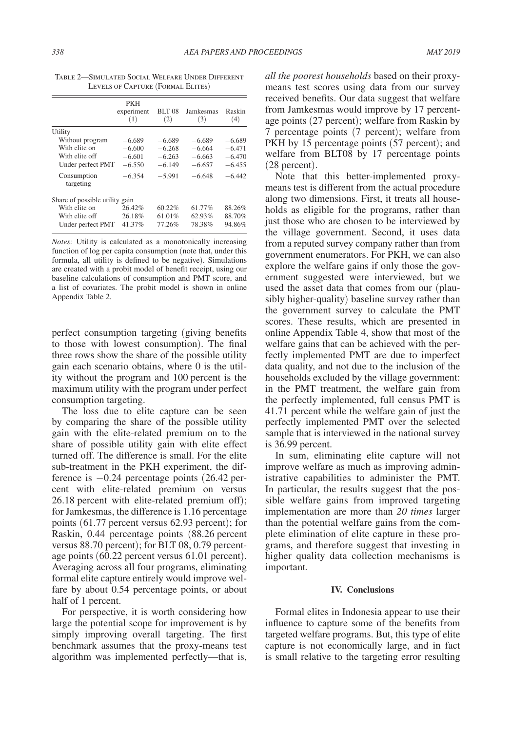Table 2—Simulated Social Welfare Under Different Levels of Capture (Formal Elites)

| | PKH experiment (1) | BLT 08 (2) | Jamkesmas (3) | Raskin (4) |
|---|---|---|---|---|
| Utility | | | | |
| Without program | −6.689 | −6.689 | −6.689 | −6.689 |
| With elite on | −6.600 | −6.268 | −6.664 | −6.471 |
| With elite off | −6.601 | −6.263 | −6.663 | −6.470 |
| Under perfect PMT | −6.550 | −6.149 | −6.657 | −6.455 |
| Consumption targeting | −6.354 | −5.991 | −6.648 | −6.442 |
| Share of possible utility gain | | | | |
| With elite on | 26.42% | 60.22% | 61.77% | 88.26% |
| With elite off | 26.18% | 61.01% | 62.93% | 88.70% |
| Under perfect PMT | 41.37% | 77.26% | 78.38% | 94.86% |

*Notes:* Utility is calculated as a monotonically increasing function of log per capita consumption (note that, under this formula, all utility is defined to be negative). Simulations are created with a probit model of benefit receipt, using our baseline calculations of consumption and PMT score, and a list of covariates. The probit model is shown in online Appendix Table 2.

perfect consumption targeting (giving benefits to those with lowest consumption). The final three rows show the share of the possible utility gain each scenario obtains, where 0 is the utility without the program and 100 percent is the maximum utility with the program under perfect consumption targeting.

The loss due to elite capture can be seen by comparing the share of the possible utility gain with the elite-related premium on to the share of possible utility gain with elite effect turned off. The difference is small. For the elite sub-treatment in the PKH experiment, the difference is −0.24 percentage points (26.42 percent with elite-related premium on versus 26.18 percent with elite-related premium off); for Jamkesmas, the difference is 1.16 percentage points (61.77 percent versus 62.93 percent); for Raskin, 0.44 percentage points (88.26 percent versus 88.70 percent); for BLT 08, 0.79 percentage points (60.22 percent versus 61.01 percent). Averaging across all four programs, eliminating formal elite capture entirely would improve welfare by about 0.54 percentage points, or about half of 1 percent.

For perspective, it is worth considering how large the potential scope for improvement is by simply improving overall targeting. The first benchmark assumes that the proxy-means test algorithm was implemented perfectly—that is, *all the poorest households* based on their proxy-means test scores using data from our survey received benefits. Our data suggest that welfare from Jamkesmas would improve by 17 percentage points (27 percent); welfare from Raskin by 7 percentage points (7 percent); welfare from PKH by 15 percentage points (57 percent); and welfare from BLT08 by 17 percentage points (28 percent).

Note that this better-implemented proxy-means test is different from the actual procedure along two dimensions. First, it treats all households as eligible for the programs, rather than just those who are chosen to be interviewed by the village government. Second, it uses data from a reputed survey company rather than from government enumerators. For PKH, we can also explore the welfare gains if only those the government suggested were interviewed, but we used the asset data that comes from our (plausibly higher-quality) baseline survey rather than the government survey to calculate the PMT scores. These results, which are presented in online Appendix Table 4, show that most of the welfare gains that can be achieved with the perfectly implemented PMT are due to imperfect data quality, and not due to the inclusion of the households excluded by the village government: in the PMT treatment, the welfare gain from the perfectly implemented, full census PMT is 41.71 percent while the welfare gain of just the perfectly implemented PMT over the selected sample that is interviewed in the national survey is 36.99 percent.

In sum, eliminating elite capture will not improve welfare as much as improving administrative capabilities to administer the PMT. In particular, the results suggest that the possible welfare gains from improved targeting implementation are more than *20 times* larger than the potential welfare gains from the complete elimination of elite capture in these programs, and therefore suggest that investing in higher quality data collection mechanisms is important.

## IV. Conclusions

Formal elites in Indonesia appear to use their influence to capture some of the benefits from targeted welfare programs. But, this type of elite capture is not economically large, and in fact is small relative to the targeting error resulting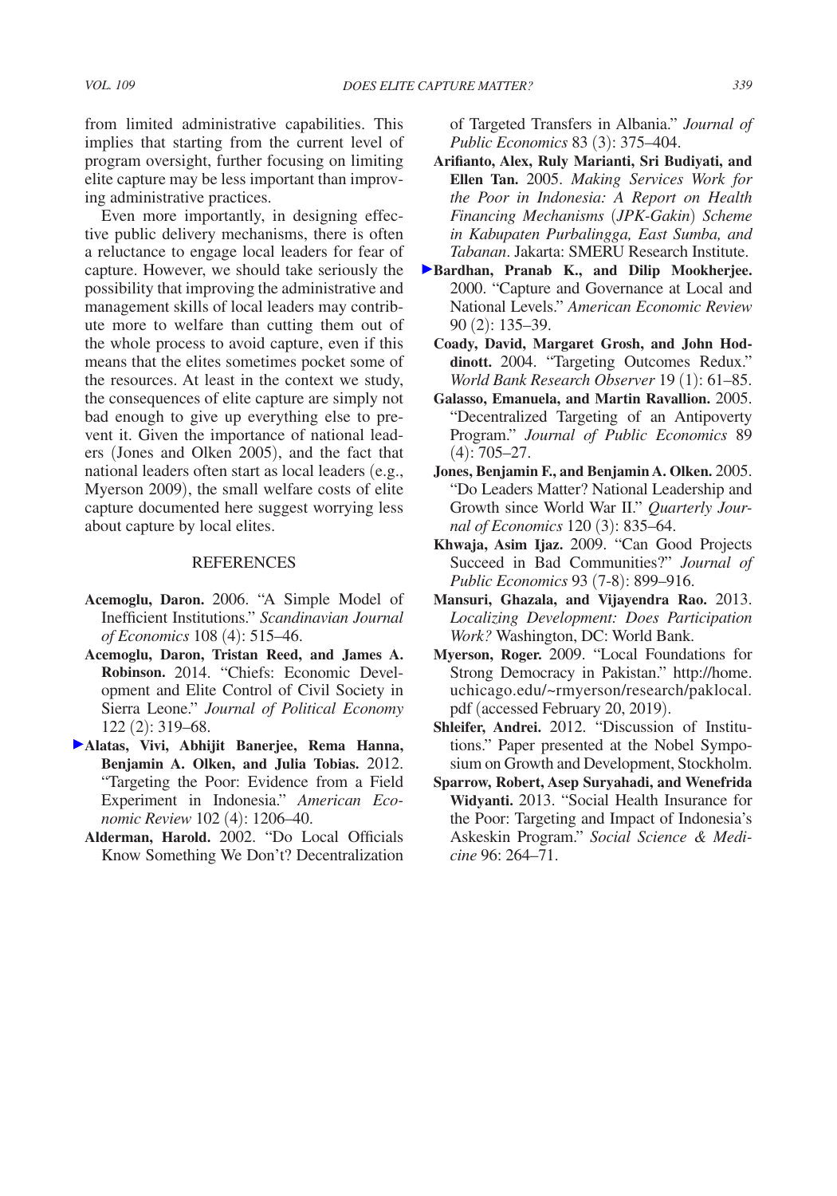from limited administrative capabilities. This implies that starting from the current level of program oversight, further focusing on limiting elite capture may be less important than improving administrative practices.

Even more importantly, in designing effective public delivery mechanisms, there is often a reluctance to engage local leaders for fear of capture. However, we should take seriously the possibility that improving the administrative and management skills of local leaders may contribute more to welfare than cutting them out of the whole process to avoid capture, even if this means that the elites sometimes pocket some of the resources. At least in the context we study, the consequences of elite capture are simply not bad enough to give up everything else to prevent it. Given the importance of national leaders (Jones and Olken 2005), and the fact that national leaders often start as local leaders (e.g., Myerson 2009), the small welfare costs of elite capture documented here suggest worrying less about capture by local elites.

## REFERENCES

**Acemoglu, Daron.** 2006. "A Simple Model of Inefficient Institutions." *Scandinavian Journal of Economics* 108 (4): 515–46.

**Acemoglu, Daron, Tristan Reed, and James A. Robinson.** 2014. "Chiefs: Economic Development and Elite Control of Civil Society in Sierra Leone." *Journal of Political Economy* 122 (2): 319–68.

**Alatas, Vivi, Abhijit Banerjee, Rema Hanna, Benjamin A. Olken, and Julia Tobias.** 2012. "Targeting the Poor: Evidence from a Field Experiment in Indonesia." *American Economic Review* 102 (4): 1206–40.

**Alderman, Harold.** 2002. "Do Local Officials Know Something We Don't? Decentralization of Targeted Transfers in Albania." *Journal of Public Economics* 83 (3): 375–404.

**Arifianto, Alex, Ruly Marianti, Sri Budiyati, and Ellen Tan.** 2005. *Making Services Work for the Poor in Indonesia: A Report on Health Financing Mechanisms* (*JPK-Gakin*) *Scheme in Kabupaten Purbalingga, East Sumba, and Tabanan*. Jakarta: SMERU Research Institute.

**Bardhan, Pranab K., and Dilip Mookherjee.** 2000. "Capture and Governance at Local and National Levels." *American Economic Review* 90 (2): 135–39.

**Coady, David, Margaret Grosh, and John Hoddinott.** 2004. "Targeting Outcomes Redux." *World Bank Research Observer* 19 (1): 61–85.

**Galasso, Emanuela, and Martin Ravallion.** 2005. "Decentralized Targeting of an Antipoverty Program." *Journal of Public Economics* 89 (4): 705–27.

**Jones, Benjamin F., and Benjamin A. Olken.** 2005. "Do Leaders Matter? National Leadership and Growth since World War II." *Quarterly Journal of Economics* 120 (3): 835–64.

**Khwaja, Asim Ijaz.** 2009. "Can Good Projects Succeed in Bad Communities?" *Journal of Public Economics* 93 (7-8): 899–916.

**Mansuri, Ghazala, and Vijayendra Rao.** 2013. *Localizing Development: Does Participation Work?* Washington, DC: World Bank.

**Myerson, Roger.** 2009. "Local Foundations for Strong Democracy in Pakistan." http://home.uchicago.edu/~rmyerson/research/paklocal.pdf (accessed February 20, 2019).

**Shleifer, Andrei.** 2012. "Discussion of Institutions." Paper presented at the Nobel Symposium on Growth and Development, Stockholm.

**Sparrow, Robert, Asep Suryahadi, and Wenefrida Widyanti.** 2013. "Social Health Insurance for the Poor: Targeting and Impact of Indonesia's Askeskin Program." *Social Science & Medicine* 96: 264–71.